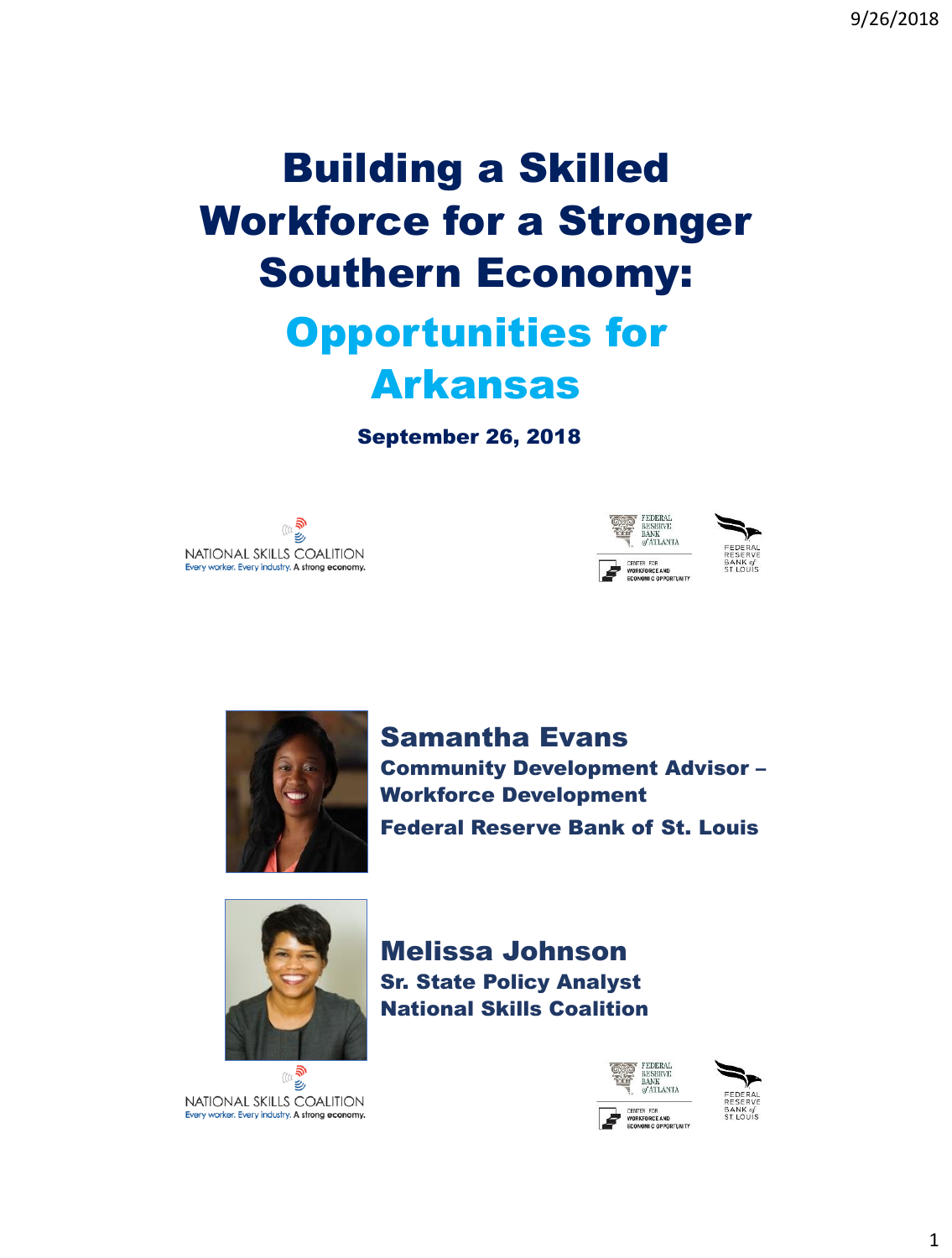# Building a Skilled Workforce for a Stronger Southern Economy:

## Opportunities for Arkansas

**September 26, 2018**

NATIONAL SKILLS COALITION
Every worker. Every industry. A strong economy.

FEDERAL RESERVE BANK of ATLANTA
CENTER FOR WORKFORCE AND ECONOMIC OPPORTUNITY

FEDERAL RESERVE BANK of ST. LOUIS

---

### Samantha Evans
**Community Development Advisor – Workforce Development**
**Federal Reserve Bank of St. Louis**

### Melissa Johnson
**Sr. State Policy Analyst**
**National Skills Coalition**

NATIONAL SKILLS COALITION
Every worker. Every industry. A strong economy.

FEDERAL RESERVE BANK of ATLANTA
CENTER FOR WORKFORCE AND ECONOMIC OPPORTUNITY

FEDERAL RESERVE BANK of ST. LOUIS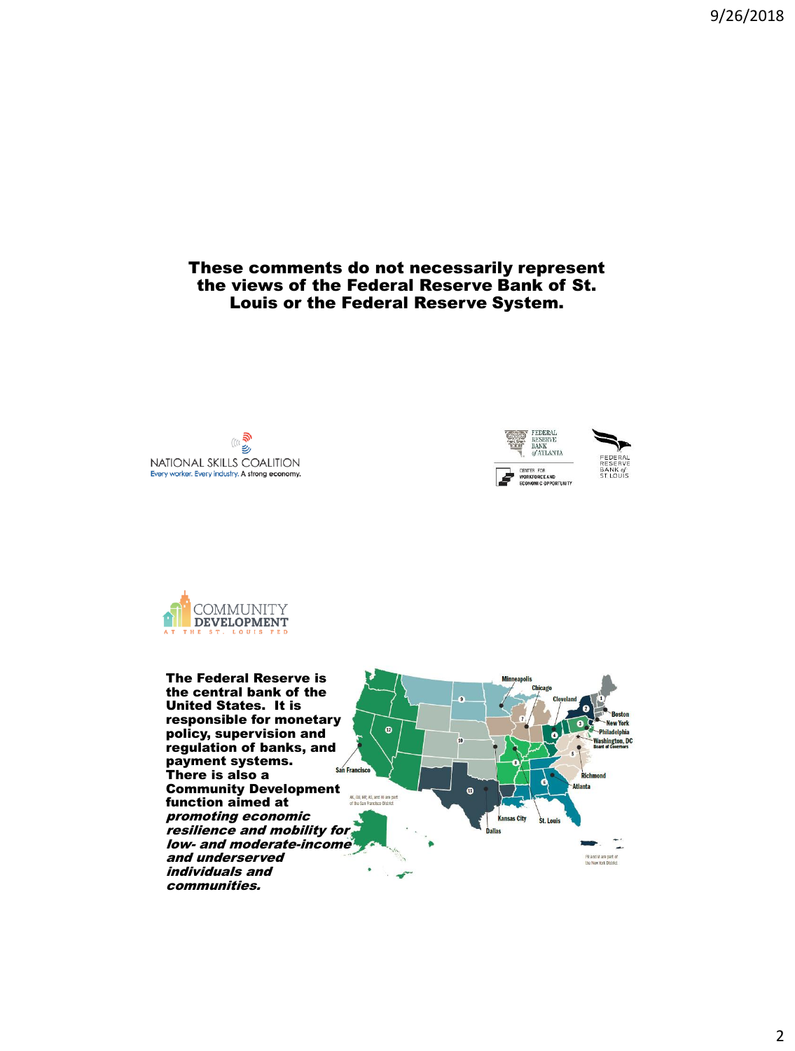**These comments do not necessarily represent the views of the Federal Reserve Bank of St. Louis or the Federal Reserve System.**

NATIONAL SKILLS COALITION
Every worker. Every industry. A strong economy.

FEDERAL RESERVE BANK of ATLANTA
CENTER FOR WORKFORCE AND ECONOMIC OPPORTUNITY

FEDERAL RESERVE BANK of ST. LOUIS

COMMUNITY DEVELOPMENT
AT THE ST. LOUIS FED

**The Federal Reserve is the central bank of the United States. It is responsible for monetary policy, supervision and regulation of banks, and payment systems. There is also a Community Development function aimed at** ***promoting economic resilience and mobility for low- and moderate-income and underserved individuals and communities.***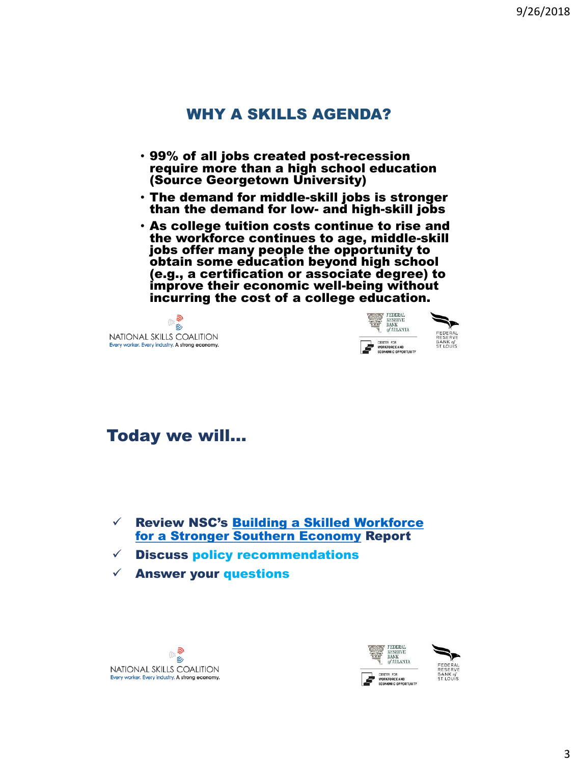## WHY A SKILLS AGENDA?

- **99% of all jobs created post-recession require more than a high school education (Source Georgetown University)**
- **The demand for middle-skill jobs is stronger than the demand for low- and high-skill jobs**
- **As college tuition costs continue to rise and the workforce continues to age, middle-skill jobs offer many people the opportunity to obtain some education beyond high school (e.g., a certification or associate degree) to improve their economic well-being without incurring the cost of a college education.**

NATIONAL SKILLS COALITION
Every worker. Every industry. A strong economy.

FEDERAL RESERVE BANK of ATLANTA
CENTER FOR WORKFORCE AND ECONOMIC OPPORTUNITY
FEDERAL RESERVE BANK of ST. LOUIS

## Today we will…

- ✓ **Review NSC's Building a Skilled Workforce for a Stronger Southern Economy Report**
- ✓ **Discuss policy recommendations**
- ✓ **Answer your questions**

NATIONAL SKILLS COALITION
Every worker. Every industry. A strong economy.

FEDERAL RESERVE BANK of ATLANTA
CENTER FOR WORKFORCE AND ECONOMIC OPPORTUNITY
FEDERAL RESERVE BANK of ST. LOUIS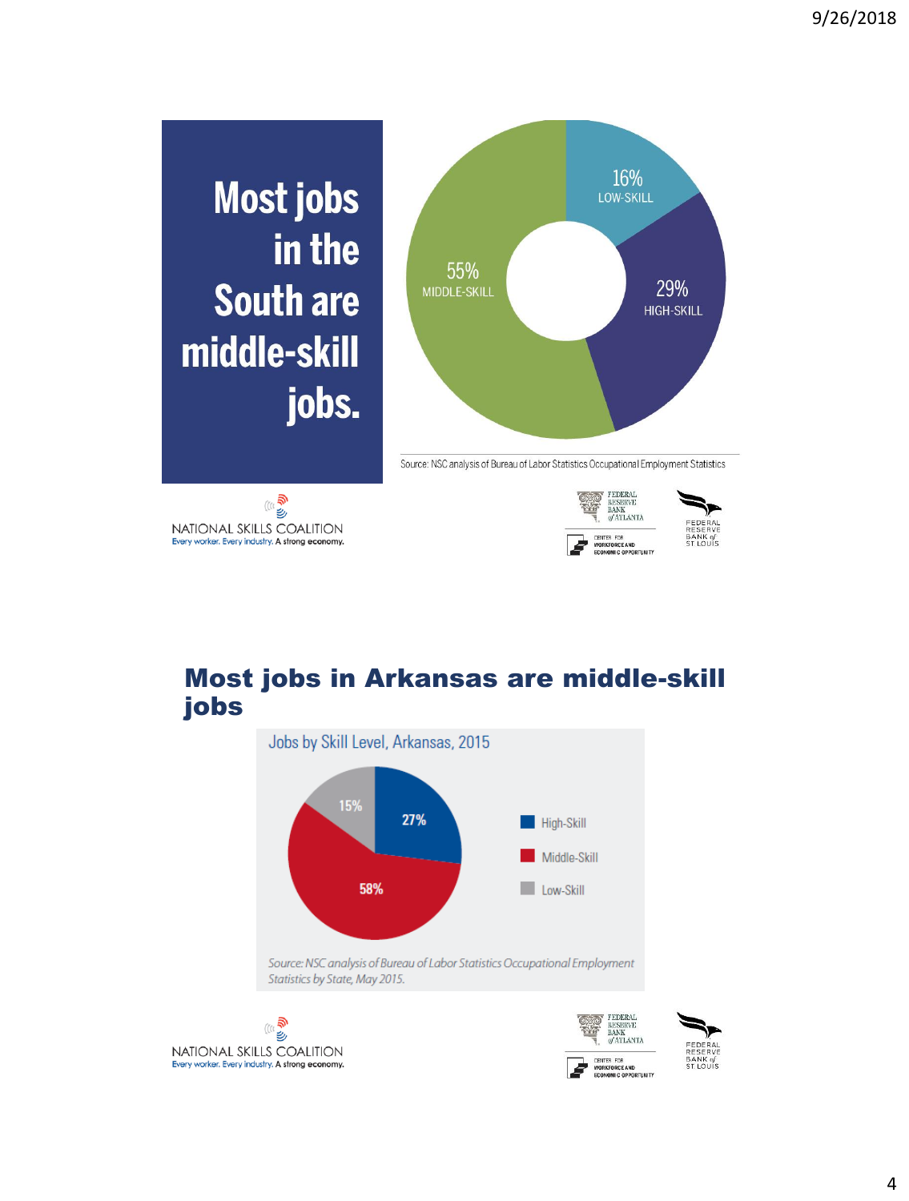# Most jobs in the South are middle-skill jobs.

16%
LOW-SKILL

29%
HIGH-SKILL

55%
MIDDLE-SKILL

Source: NSC analysis of Bureau of Labor Statistics Occupational Employment Statistics

NATIONAL SKILLS COALITION
Every worker. Every industry. A strong economy.

FEDERAL RESERVE BANK of ATLANTA
CENTER FOR WORKFORCE AND ECONOMIC OPPORTUNITY
FEDERAL RESERVE BANK of ST. LOUIS

## Most jobs in Arkansas are middle-skill jobs

Jobs by Skill Level, Arkansas, 2015

15%
27%
58%

High-Skill
Middle-Skill
Low-Skill

*Source: NSC analysis of Bureau of Labor Statistics Occupational Employment Statistics by State, May 2015.*

NATIONAL SKILLS COALITION
Every worker. Every industry. A strong economy.

FEDERAL RESERVE BANK of ATLANTA
CENTER FOR WORKFORCE AND ECONOMIC OPPORTUNITY
FEDERAL RESERVE BANK of ST. LOUIS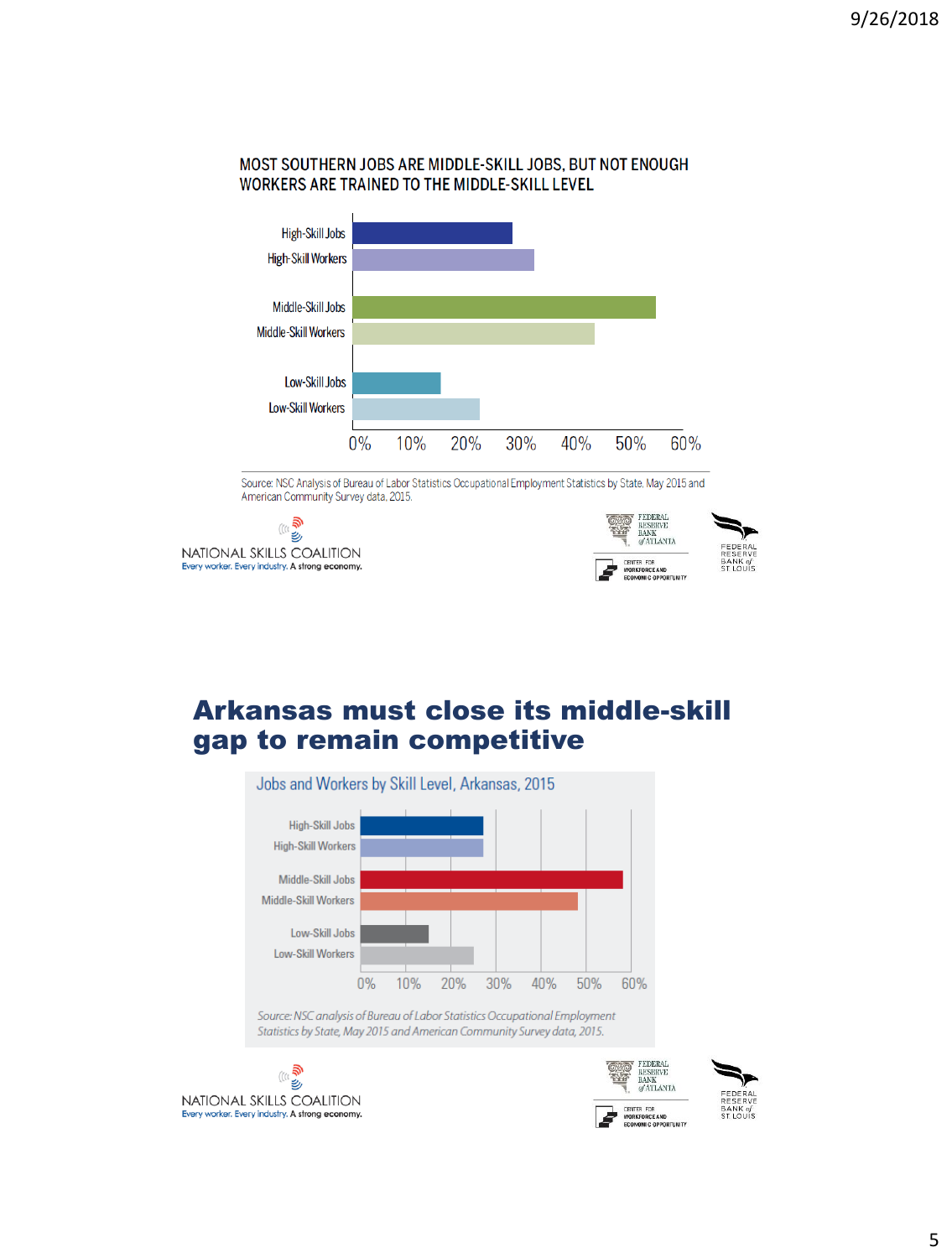MOST SOUTHERN JOBS ARE MIDDLE-SKILL JOBS, BUT NOT ENOUGH WORKERS ARE TRAINED TO THE MIDDLE-SKILL LEVEL

High-Skill Jobs
High-Skill Workers
Middle-Skill Jobs
Middle-Skill Workers
Low-Skill Jobs
Low-Skill Workers

0% 10% 20% 30% 40% 50% 60%

Source: NSC Analysis of Bureau of Labor Statistics Occupational Employment Statistics by State, May 2015 and American Community Survey data, 2015.

NATIONAL SKILLS COALITION
Every worker. Every industry. A strong economy.

FEDERAL RESERVE BANK of ATLANTA
CENTER FOR WORKFORCE AND ECONOMIC OPPORTUNITY
FEDERAL RESERVE BANK of ST. LOUIS

## Arkansas must close its middle-skill gap to remain competitive

Jobs and Workers by Skill Level, Arkansas, 2015

High-Skill Jobs
High-Skill Workers
Middle-Skill Jobs
Middle-Skill Workers
Low-Skill Jobs
Low-Skill Workers

0% 10% 20% 30% 40% 50% 60%

*Source: NSC analysis of Bureau of Labor Statistics Occupational Employment Statistics by State, May 2015 and American Community Survey data, 2015.*

NATIONAL SKILLS COALITION
Every worker. Every industry. A strong economy.

FEDERAL RESERVE BANK of ATLANTA
CENTER FOR WORKFORCE AND ECONOMIC OPPORTUNITY
FEDERAL RESERVE BANK of ST. LOUIS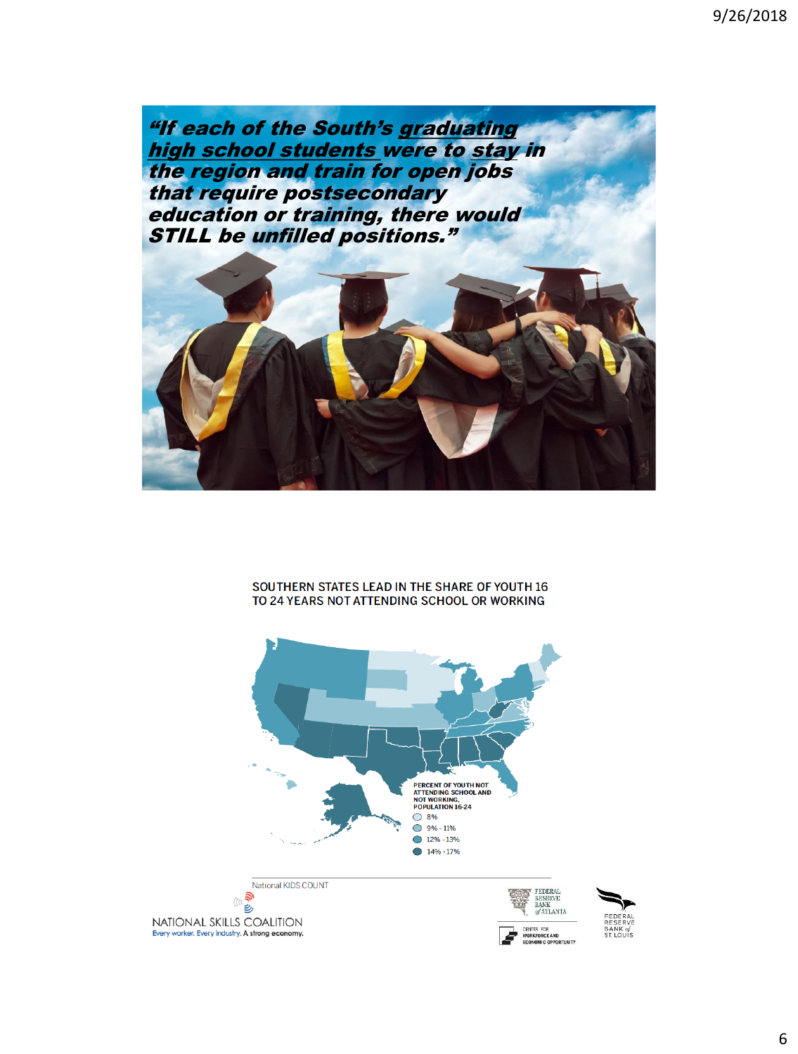***"If each of the South's graduating high school students were to stay in the region and train for open jobs that require postsecondary education or training, there would STILL be unfilled positions."***

SOUTHERN STATES LEAD IN THE SHARE OF YOUTH 16 TO 24 YEARS NOT ATTENDING SCHOOL OR WORKING

PERCENT OF YOUTH NOT ATTENDING SCHOOL AND NOT WORKING, POPULATION 16-24

8%

9% - 11%

12% - 13%

14% - 17%

National KIDS COUNT

NATIONAL SKILLS COALITION
Every worker. Every industry. A strong economy.

FEDERAL RESERVE BANK of ATLANTA

CENTER FOR WORKFORCE AND ECONOMIC OPPORTUNITY

FEDERAL RESERVE BANK of ST. LOUIS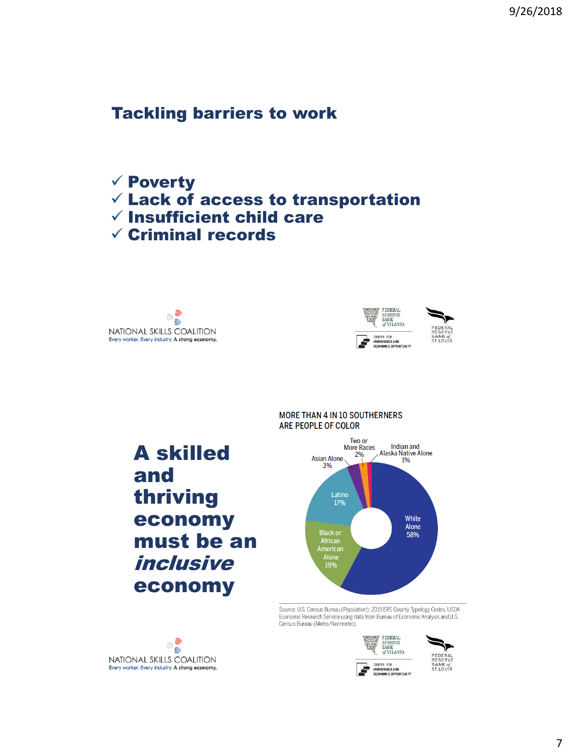## Tackling barriers to work

- ✓ **Poverty**
- ✓ **Lack of access to transportation**
- ✓ **Insufficient child care**
- ✓ **Criminal records**

NATIONAL SKILLS COALITION
Every worker. Every industry. A strong economy.

FEDERAL RESERVE BANK of ATLANTA
CENTER FOR WORKFORCE AND ECONOMIC OPPORTUNITY
FEDERAL RESERVE BANK of ST. LOUIS

## A skilled and thriving economy must be an *inclusive* economy

MORE THAN 4 IN 10 SOUTHERNERS ARE PEOPLE OF COLOR

Two or More Races 2%
Indian and Alaska Native Alone 1%
Asian Alone 3%
Latino 17%
White Alone 58%
Black or African American Alone 19%

Source: U.S. Census Bureau (Population); 2015 ERS County Typology Codes. USDA Economic Research Service using data from Bureau of Economic Analysis and U.S. Census Bureau (Metro/Nonmetro).

NATIONAL SKILLS COALITION
Every worker. Every industry. A strong economy.

FEDERAL RESERVE BANK of ATLANTA
CENTER FOR WORKFORCE AND ECONOMIC OPPORTUNITY
FEDERAL RESERVE BANK of ST. LOUIS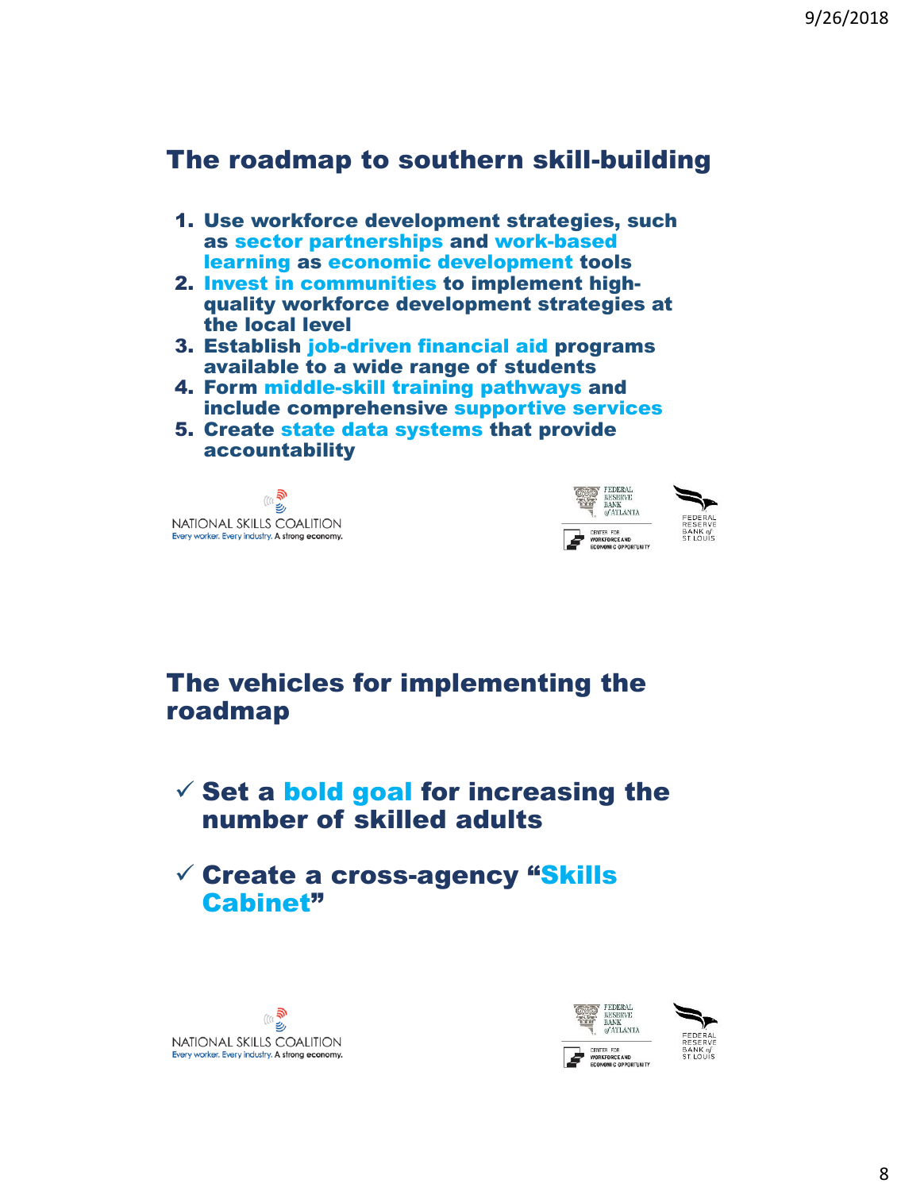## The roadmap to southern skill-building

1. Use workforce development strategies, such as sector partnerships and work-based learning as economic development tools
2. Invest in communities to implement high-quality workforce development strategies at the local level
3. Establish job-driven financial aid programs available to a wide range of students
4. Form middle-skill training pathways and include comprehensive supportive services
5. Create state data systems that provide accountability

NATIONAL SKILLS COALITION
Every worker. Every industry. A strong economy.

FEDERAL RESERVE BANK of ATLANTA
CENTER FOR WORKFORCE AND ECONOMIC OPPORTUNITY

FEDERAL RESERVE BANK of ST. LOUIS

## The vehicles for implementing the roadmap

- ✓ Set a bold goal for increasing the number of skilled adults
- ✓ Create a cross-agency "Skills Cabinet"

NATIONAL SKILLS COALITION
Every worker. Every industry. A strong economy.

FEDERAL RESERVE BANK of ATLANTA
CENTER FOR WORKFORCE AND ECONOMIC OPPORTUNITY

FEDERAL RESERVE BANK of ST. LOUIS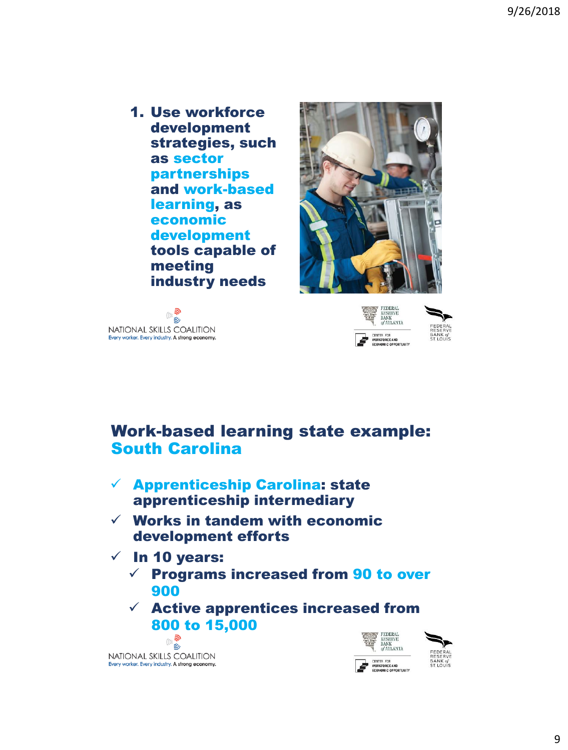1. **Use workforce development strategies, such as sector partnerships and work-based learning, as economic development tools capable of meeting industry needs**

NATIONAL SKILLS COALITION
Every worker. Every industry. A strong economy.

FEDERAL RESERVE BANK of ATLANTA

CENTER FOR WORKFORCE AND ECONOMIC OPPORTUNITY

FEDERAL RESERVE BANK of ST. LOUIS

## Work-based learning state example: South Carolina

- ✓ **Apprenticeship Carolina: state apprenticeship intermediary**
- ✓ **Works in tandem with economic development efforts**
- ✓ **In 10 years:**
  - ✓ **Programs increased from 90 to over 900**
  - ✓ **Active apprentices increased from 800 to 15,000**

NATIONAL SKILLS COALITION
Every worker. Every industry. A strong economy.

FEDERAL RESERVE BANK of ATLANTA

CENTER FOR WORKFORCE AND ECONOMIC OPPORTUNITY

FEDERAL RESERVE BANK of ST. LOUIS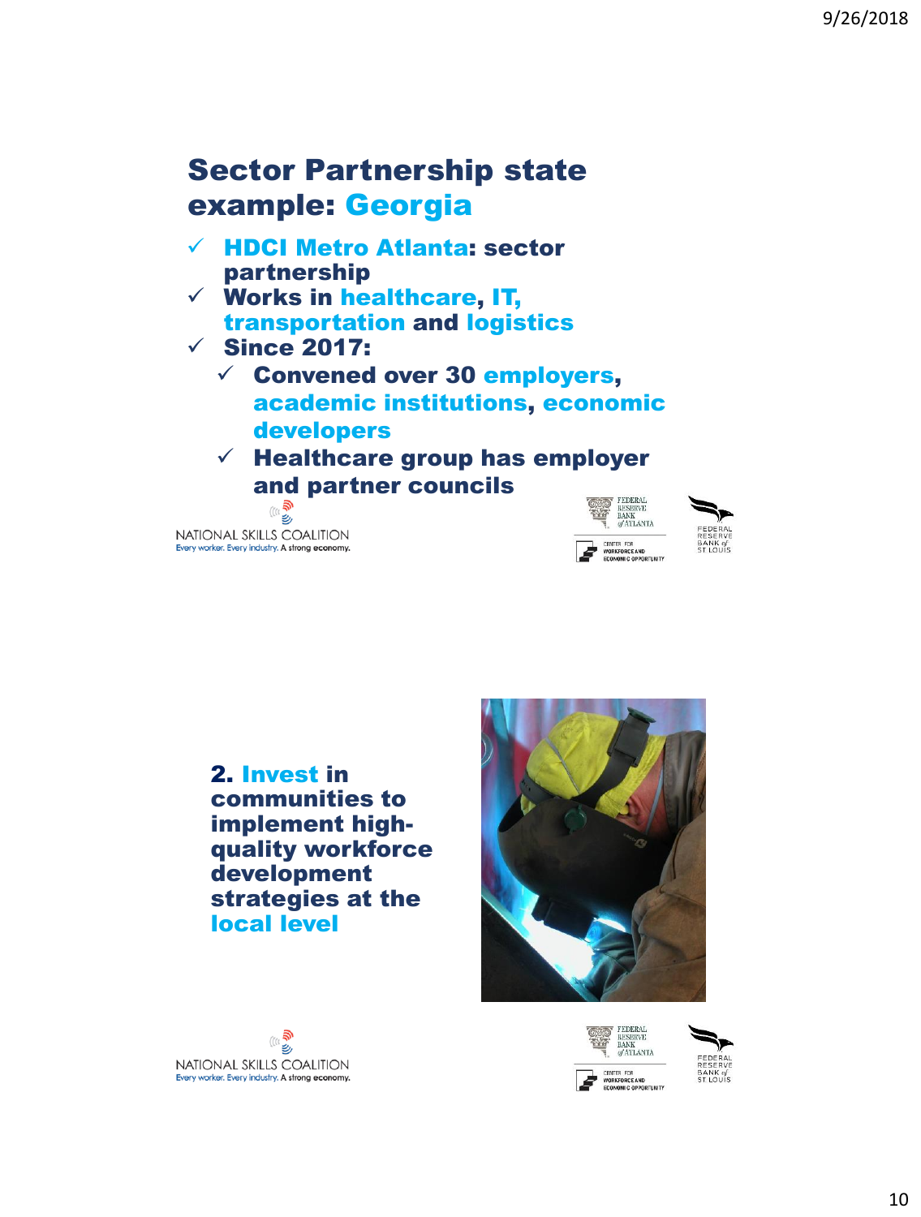## Sector Partnership state example: Georgia

- ✓ **HDCI Metro Atlanta: sector partnership**
- ✓ **Works in healthcare, IT, transportation and logistics**
- ✓ **Since 2017:**
  - ✓ **Convened over 30 employers, academic institutions, economic developers**
  - ✓ **Healthcare group has employer and partner councils**

NATIONAL SKILLS COALITION
Every worker. Every industry. A strong economy.

FEDERAL RESERVE BANK of ATLANTA
CENTER FOR WORKFORCE AND ECONOMIC OPPORTUNITY
FEDERAL RESERVE BANK of ST. LOUIS

## 2. Invest in communities to implement high-quality workforce development strategies at the local level

NATIONAL SKILLS COALITION
Every worker. Every industry. A strong economy.

FEDERAL RESERVE BANK of ATLANTA
CENTER FOR WORKFORCE AND ECONOMIC OPPORTUNITY
FEDERAL RESERVE BANK of ST. LOUIS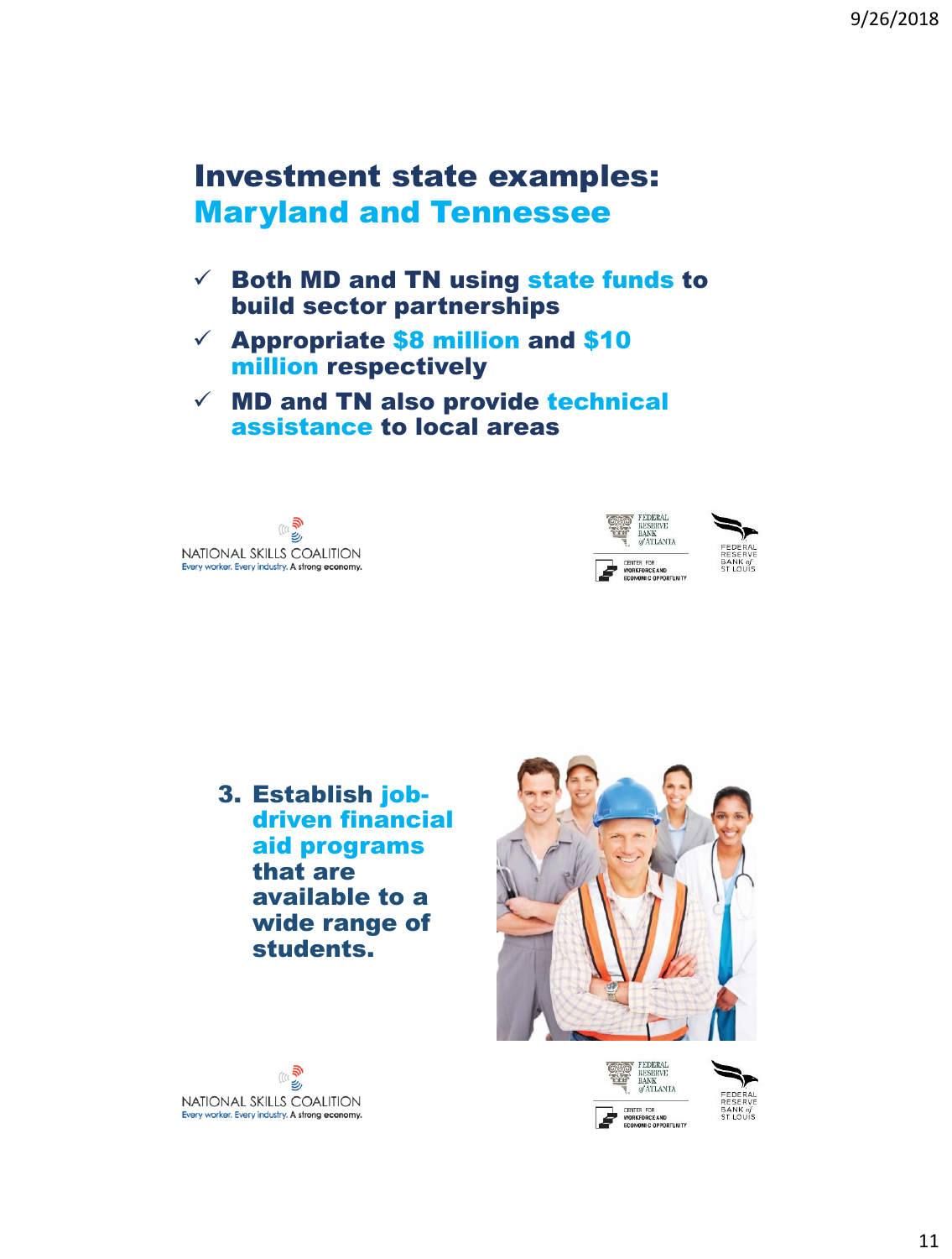## Investment state examples: Maryland and Tennessee

- ✓ **Both MD and TN using state funds to build sector partnerships**
- ✓ **Appropriate $8 million and $10 million respectively**
- ✓ **MD and TN also provide technical assistance to local areas**

NATIONAL SKILLS COALITION
Every worker. Every industry. A strong economy.

FEDERAL RESERVE BANK of ATLANTA
CENTER FOR WORKFORCE AND ECONOMIC OPPORTUNITY
FEDERAL RESERVE BANK of ST. LOUIS

**3. Establish job-driven financial aid programs that are available to a wide range of students.**

NATIONAL SKILLS COALITION
Every worker. Every industry. A strong economy.

FEDERAL RESERVE BANK of ATLANTA
CENTER FOR WORKFORCE AND ECONOMIC OPPORTUNITY
FEDERAL RESERVE BANK of ST. LOUIS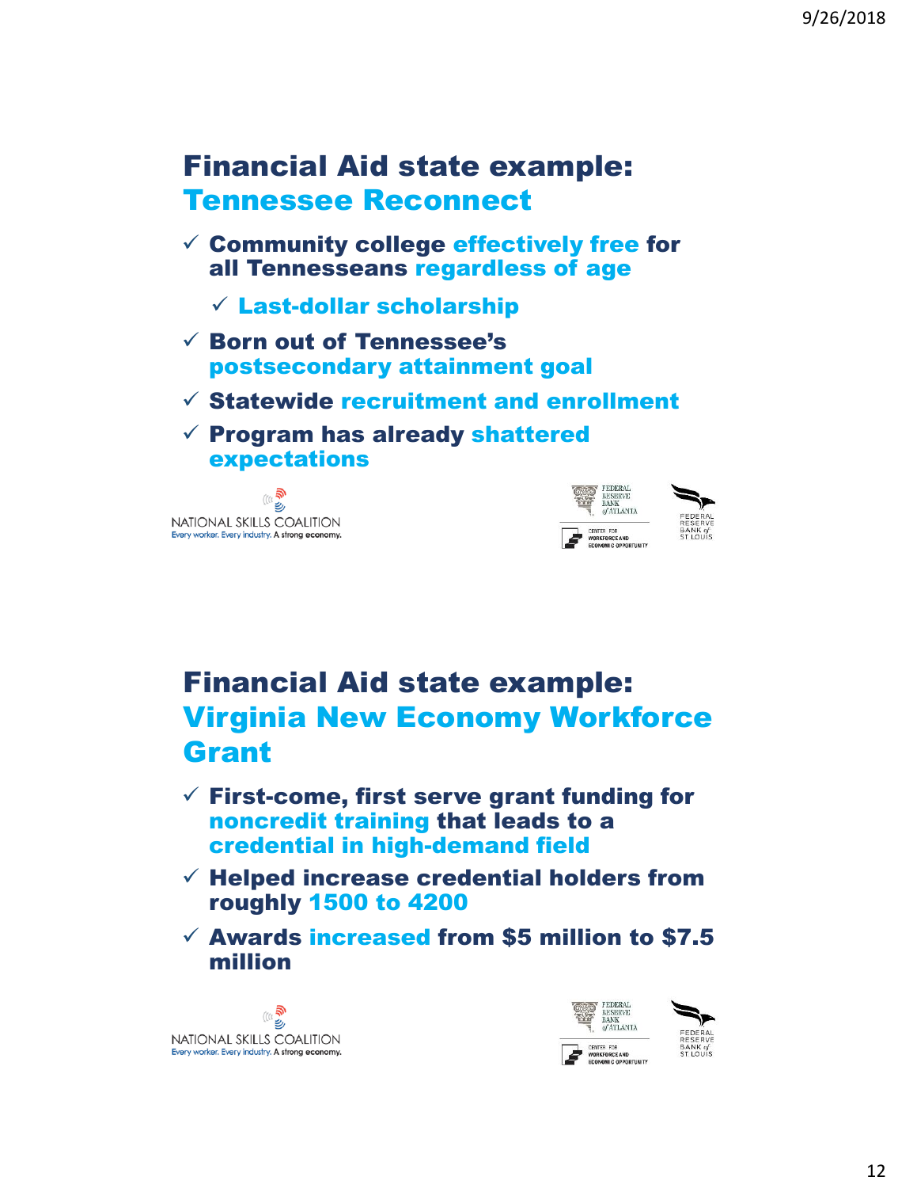## Financial Aid state example: Tennessee Reconnect

- Community college effectively free for all Tennesseans regardless of age
  - Last-dollar scholarship
- Born out of Tennessee's postsecondary attainment goal
- Statewide recruitment and enrollment
- Program has already shattered expectations

NATIONAL SKILLS COALITION
Every worker. Every industry. A strong economy.

FEDERAL RESERVE BANK of ATLANTA
CENTER FOR WORKFORCE AND ECONOMIC OPPORTUNITY
FEDERAL RESERVE BANK of ST. LOUIS

## Financial Aid state example: Virginia New Economy Workforce Grant

- First-come, first serve grant funding for noncredit training that leads to a credential in high-demand field
- Helped increase credential holders from roughly 1500 to 4200
- Awards increased from $5 million to $7.5 million

NATIONAL SKILLS COALITION
Every worker. Every industry. A strong economy.

FEDERAL RESERVE BANK of ATLANTA
CENTER FOR WORKFORCE AND ECONOMIC OPPORTUNITY
FEDERAL RESERVE BANK of ST. LOUIS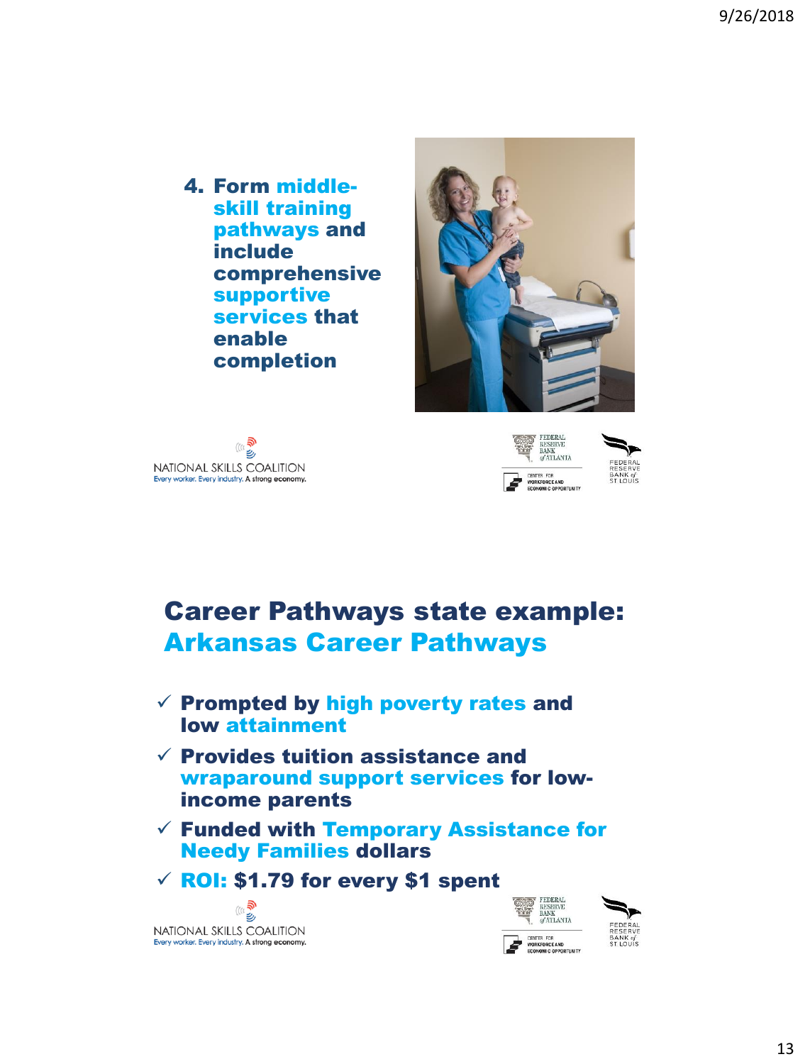4. **Form middle-skill training pathways and include comprehensive supportive services that enable completion**

NATIONAL SKILLS COALITION
Every worker. Every industry. A strong economy.

FEDERAL RESERVE BANK of ATLANTA
CENTER FOR WORKFORCE AND ECONOMIC OPPORTUNITY
FEDERAL RESERVE BANK of ST. LOUIS

## Career Pathways state example: Arkansas Career Pathways

- ✓ **Prompted by high poverty rates and low attainment**
- ✓ **Provides tuition assistance and wraparound support services for low-income parents**
- ✓ **Funded with Temporary Assistance for Needy Families dollars**
- ✓ **ROI: $1.79 for every $1 spent**

NATIONAL SKILLS COALITION
Every worker. Every industry. A strong economy.

FEDERAL RESERVE BANK of ATLANTA
CENTER FOR WORKFORCE AND ECONOMIC OPPORTUNITY
FEDERAL RESERVE BANK of ST. LOUIS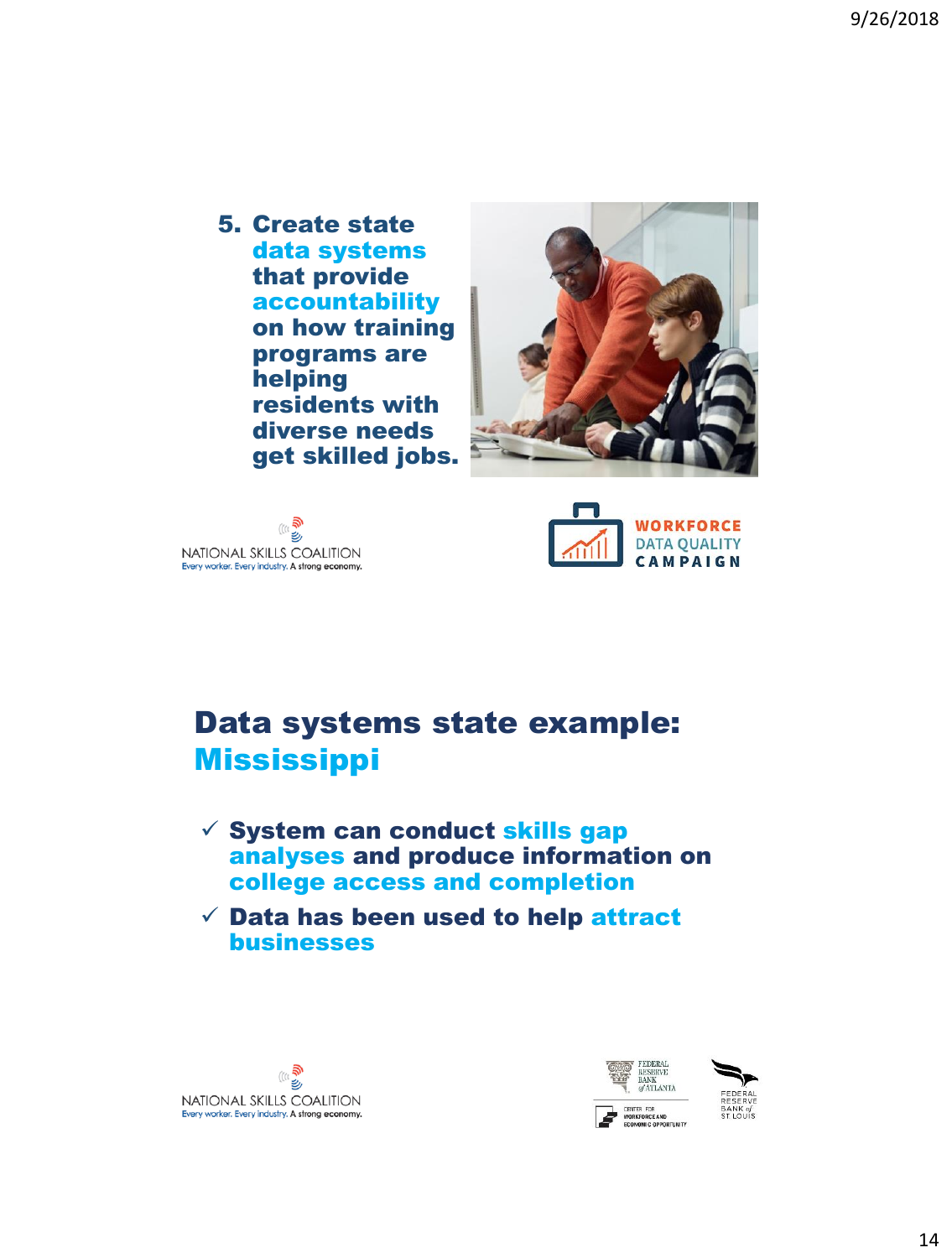5. **Create state data systems that provide accountability on how training programs are helping residents with diverse needs get skilled jobs.**

NATIONAL SKILLS COALITION
Every worker. Every industry. A strong economy.

WORKFORCE DATA QUALITY CAMPAIGN

## Data systems state example: Mississippi

- ✓ **System can conduct skills gap analyses and produce information on college access and completion**
- ✓ **Data has been used to help attract businesses**

NATIONAL SKILLS COALITION
Every worker. Every industry. A strong economy.

FEDERAL RESERVE BANK of ATLANTA
CENTER FOR WORKFORCE AND ECONOMIC OPPORTUNITY

FEDERAL RESERVE BANK of ST. LOUIS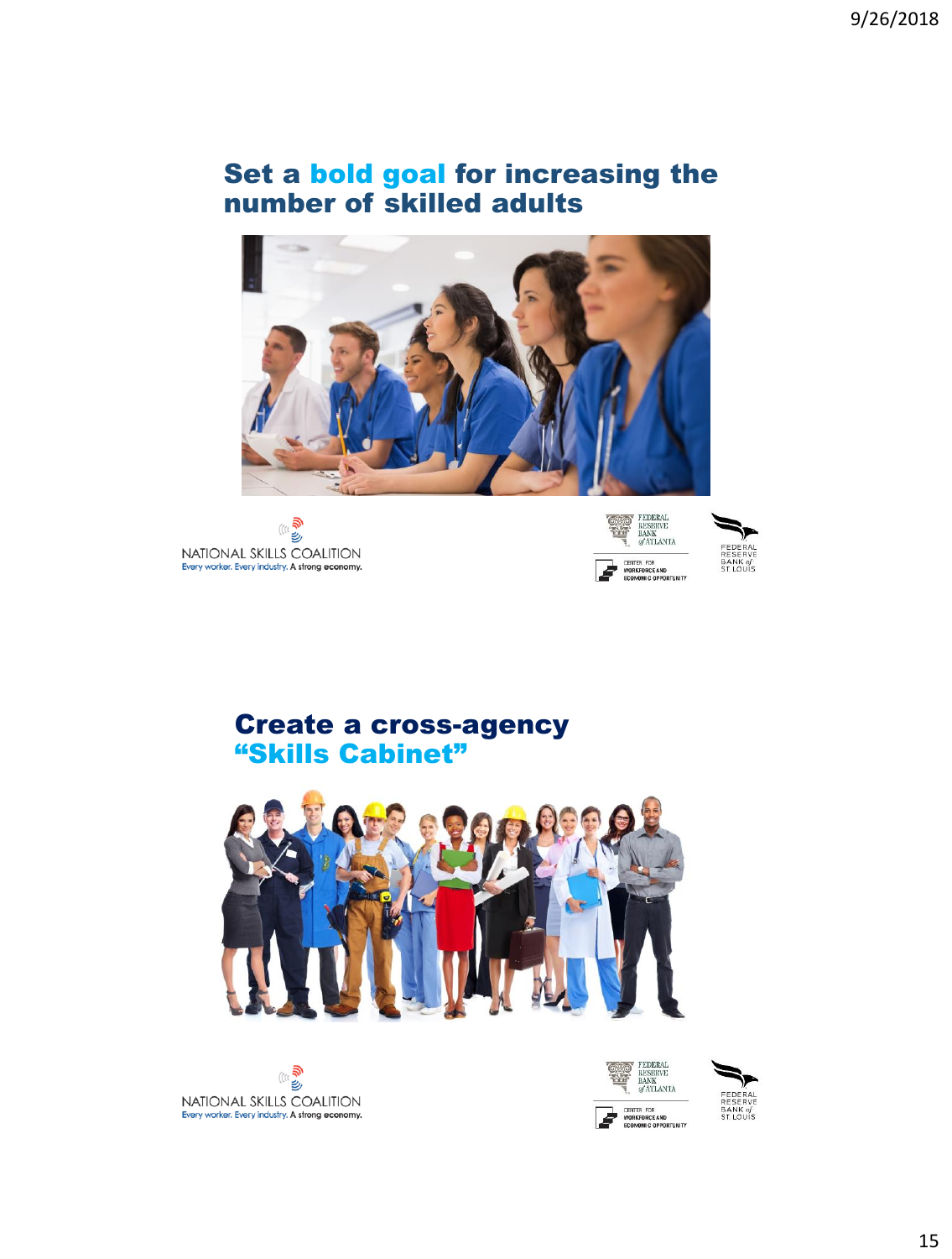## Set a bold goal for increasing the number of skilled adults

NATIONAL SKILLS COALITION
Every worker. Every industry. A strong economy.

FEDERAL RESERVE BANK of ATLANTA
CENTER FOR WORKFORCE AND ECONOMIC OPPORTUNITY

FEDERAL RESERVE BANK of ST. LOUIS

## Create a cross-agency "Skills Cabinet"

NATIONAL SKILLS COALITION
Every worker. Every industry. A strong economy.

FEDERAL RESERVE BANK of ATLANTA
CENTER FOR WORKFORCE AND ECONOMIC OPPORTUNITY

FEDERAL RESERVE BANK of ST. LOUIS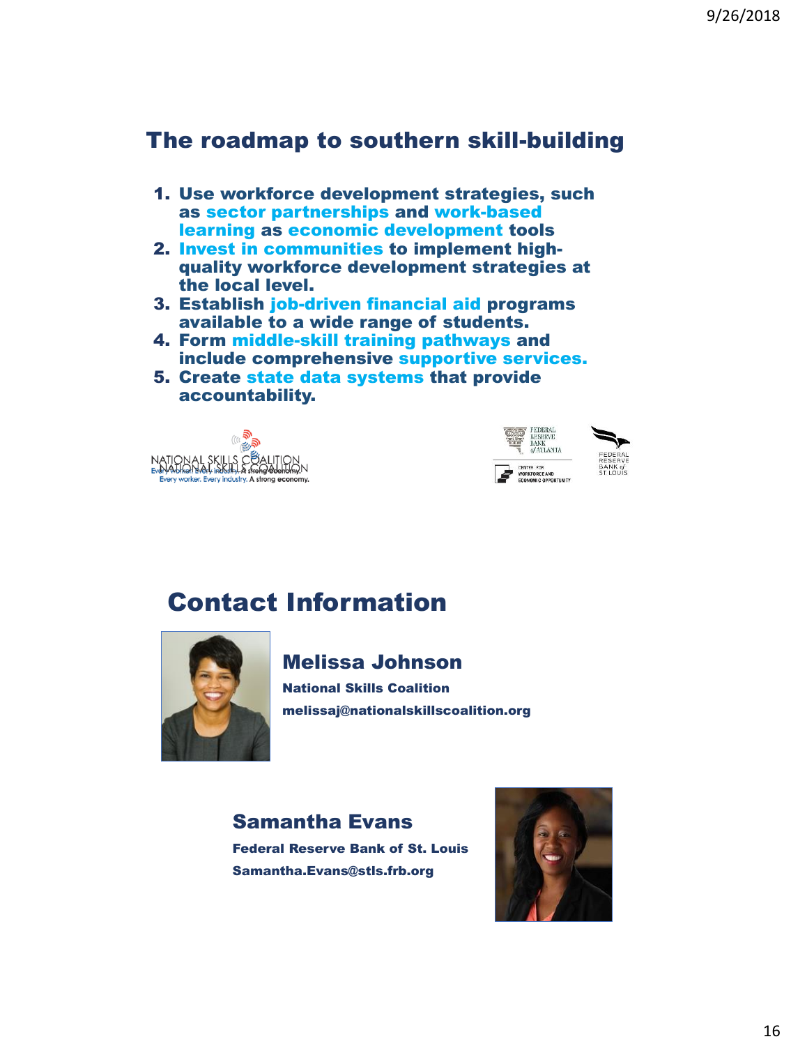## The roadmap to southern skill-building

1. Use workforce development strategies, such as sector partnerships and work-based learning as economic development tools
2. Invest in communities to implement high-quality workforce development strategies at the local level.
3. Establish job-driven financial aid programs available to a wide range of students.
4. Form middle-skill training pathways and include comprehensive supportive services.
5. Create state data systems that provide accountability.

NATIONAL SKILLS COALITION
Every worker. Every industry. A strong economy.

FEDERAL RESERVE BANK of ATLANTA
CENTER FOR WORKFORCE AND ECONOMIC OPPORTUNITY

FEDERAL RESERVE BANK of ST. LOUIS

## Contact Information

### Melissa Johnson

**National Skills Coalition**

**melissaj@nationalskillscoalition.org**

### Samantha Evans

**Federal Reserve Bank of St. Louis**

**Samantha.Evans@stls.frb.org**